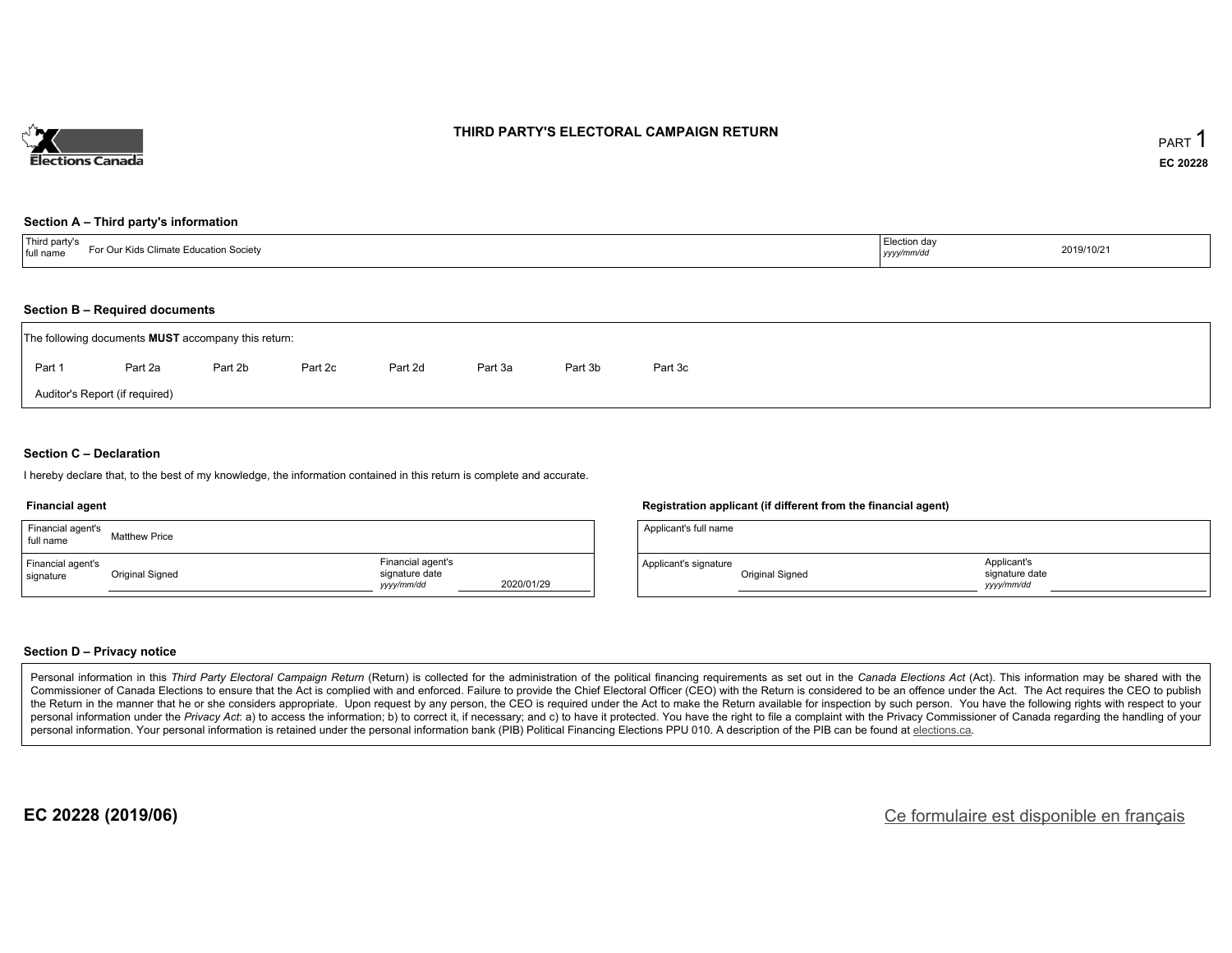# THIRD PARTY'S ELECTORAL CAMPAIGN RETURN

PART 1

EC 20228

### Section A – Third party's information

| Third party's full name | For Our Kids Climate Education Society | Election day *yyyy/mm/dd* | 2019/10/21 |
|---|---|---|---|

### Section B – Required documents

The following documents **MUST** accompany this return:

Part 1 | Part 2a | Part 2b | Part 2c | Part 2d | Part 3a | Part 3b | Part 3c

Auditor's Report (if required)

### Section C – Declaration

I hereby declare that, to the best of my knowledge, the information contained in this return is complete and accurate.

**Financial agent**

| Financial agent's full name | Matthew Price | | |
|---|---|---|---|
| Financial agent's signature | Original Signed | Financial agent's signature date *yyyy/mm/dd* | 2020/01/29 |

**Registration applicant (if different from the financial agent)**

| Applicant's full name | | | |
|---|---|---|---|
| Applicant's signature | Original Signed | Applicant's signature date *yyyy/mm/dd* | |

### Section D – Privacy notice

Personal information in this *Third Party Electoral Campaign Return* (Return) is collected for the administration of the political financing requirements as set out in the *Canada Elections Act* (Act). This information may be shared with the Commissioner of Canada Elections to ensure that the Act is complied with and enforced. Failure to provide the Chief Electoral Officer (CEO) with the Return is considered to be an offence under the Act. The Act requires the CEO to publish the Return in the manner that he or she considers appropriate. Upon request by any person, the CEO is required under the Act to make the Return available for inspection by such person. You have the following rights with respect to your personal information under the *Privacy Act*: a) to access the information; b) to correct it, if necessary; and c) to have it protected. You have the right to file a complaint with the Privacy Commissioner of Canada regarding the handling of your personal information. Your personal information is retained under the personal information bank (PIB) Political Financing Elections PPU 010. A description of the PIB can be found at elections.ca.

**EC 20228 (2019/06)**

Ce formulaire est disponible en français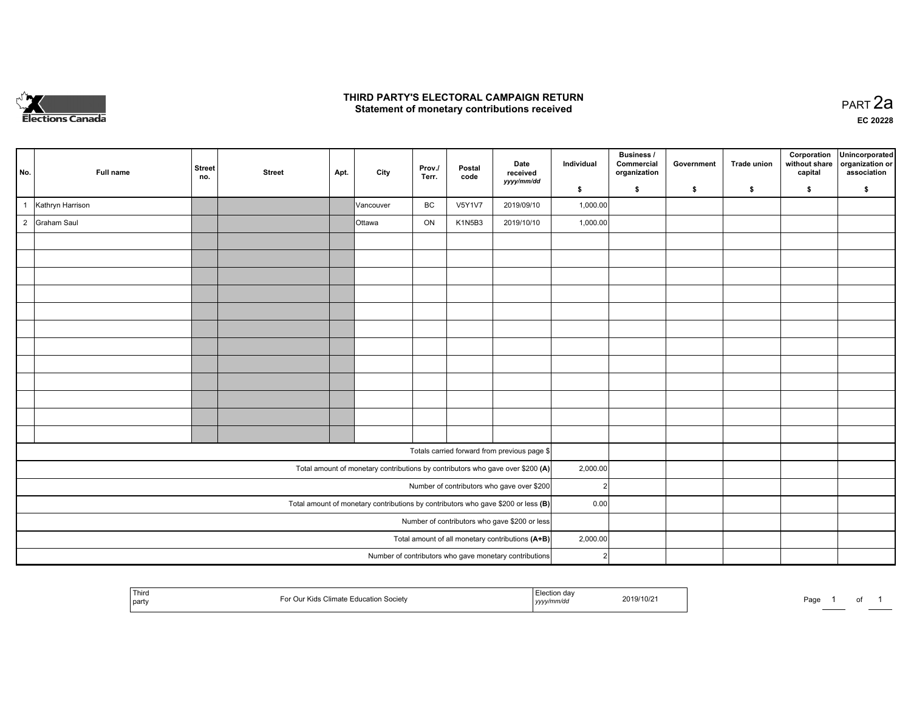Elections Canada

# THIRD PARTY'S ELECTORAL CAMPAIGN RETURN
## Statement of monetary contributions received

PART 2a

EC 20228

| No. | Full name | Street no. | Street | Apt. | City | Prov./ Terr. | Postal code | Date received yyyy/mm/dd | Individual $ | Business / Commercial organization $ | Government $ | Trade union $ | Corporation without share capital $ | Unincorporated organization or association $ |
|---|---|---|---|---|---|---|---|---|---|---|---|---|---|---|
| 1 | Kathryn Harrison | | | | Vancouver | BC | V5Y1V7 | 2019/09/10 | 1,000.00 | | | | | |
| 2 | Graham Saul | | | | Ottawa | ON | K1N5B3 | 2019/10/10 | 1,000.00 | | | | | |
| | | | | | | | | | | | | | | |
| | | | | | | | | | | | | | | |
| | | | | | | | | | | | | | | |
| | | | | | | | | | | | | | | |
| | | | | | | | | | | | | | | |
| | | | | | | | | | | | | | | |
| | | | | | | | | | | | | | | |
| | | | | | | | | | | | | | | |
| | | | | | | | | | | | | | | |
| | | | | | | | | | | | | | | |
| | | | | | | | | | | | | | | |
| | | | | | | | | | | | | | | |
| Totals carried forward from previous page $ | | | | | | | | | | | | | | |
| Total amount of monetary contributions by contributors who gave over $200 (A) | | | | | | | | | 2,000.00 | | | | | |
| Number of contributors who gave over $200 | | | | | | | | | 2 | | | | | |
| Total amount of monetary contributions by contributors who gave $200 or less (B) | | | | | | | | | 0.00 | | | | | |
| Number of contributors who gave $200 or less | | | | | | | | | | | | | | |
| Total amount of all monetary contributions (A+B) | | | | | | | | | 2,000.00 | | | | | |
| Number of contributors who gave monetary contributions | | | | | | | | | 2 | | | | | |

| Third party | For Our Kids Climate Education Society | Election day yyyy/mm/dd | 2019/10/21 |
|---|---|---|---|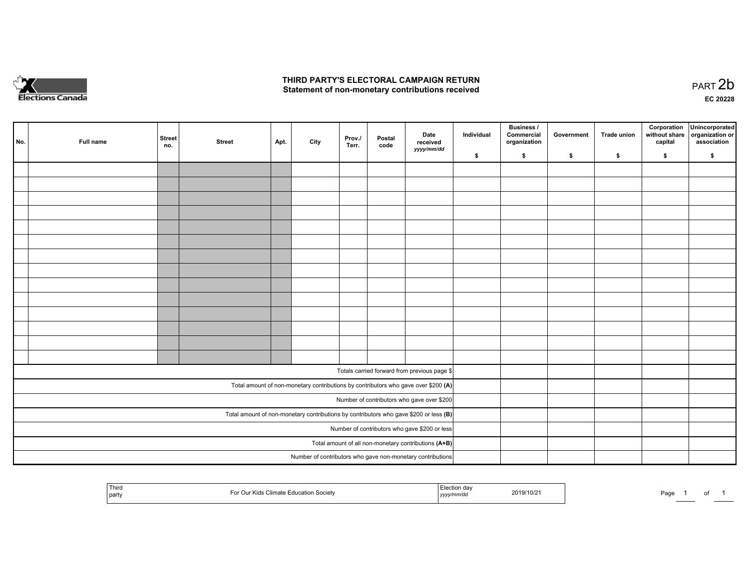# THIRD PARTY'S ELECTORAL CAMPAIGN RETURN
## Statement of non-monetary contributions received

PART 2b

EC 20228

| No. | Full name | Street no. | Street | Apt. | City | Prov./ Terr. | Postal code | Date received yyyy/mm/dd | Individual $ | Business / Commercial organization $ | Government $ | Trade union $ | Corporation without share capital $ | Unincorporated organization or association $ |
|---|---|---|---|---|---|---|---|---|---|---|---|---|---|---|
| | | | | | | | | | | | | | | |
| | | | | | | | | | | | | | | |
| | | | | | | | | | | | | | | |
| | | | | | | | | | | | | | | |
| | | | | | | | | | | | | | | |
| | | | | | | | | | | | | | | |
| | | | | | | | | | | | | | | |
| | | | | | | | | | | | | | | |
| | | | | | | | | | | | | | | |
| | | | | | | | | | | | | | | |
| | | | | | | | | | | | | | | |
| | | | | | | | | | | | | | | |
| | | | | | | | | | | | | | | |
| | | | | | | | | | | | | | | |
| Totals carried forward from previous page $ | | | | | | | | | | | | | | |
| Total amount of non-monetary contributions by contributors who gave over $200 **(A)** | | | | | | | | | | | | | | |
| Number of contributors who gave over $200 | | | | | | | | | | | | | | |
| Total amount of non-monetary contributions by contributors who gave $200 or less **(B)** | | | | | | | | | | | | | | |
| Number of contributors who gave $200 or less | | | | | | | | | | | | | | |
| Total amount of all non-monetary contributions **(A+B)** | | | | | | | | | | | | | | |
| Number of contributors who gave non-monetary contributions | | | | | | | | | | | | | | |

| Third party | For Our Kids Climate Education Society | Election day yyyy/mm/dd | 2019/10/21 |
|---|---|---|---|

Page 1 of 1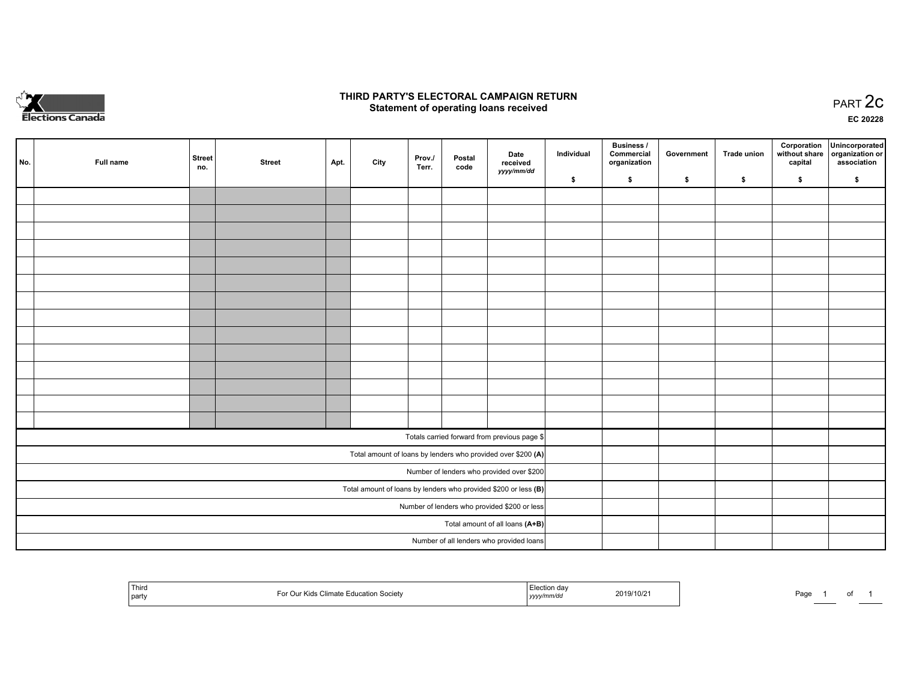Elections Canada

# THIRD PARTY'S ELECTORAL CAMPAIGN RETURN
## Statement of operating loans received

PART 2c

EC 20228

| No. | Full name | Street no. | Street | Apt. | City | Prov./ Terr. | Postal code | Date received *yyyy/mm/dd* | Individual $ | Business / Commercial organization $ | Government $ | Trade union $ | Corporation without share capital $ | Unincorporated organization or association $ |
|---|---|---|---|---|---|---|---|---|---|---|---|---|---|---|
| | | | | | | | | | | | | | | |
| | | | | | | | | | | | | | | |
| | | | | | | | | | | | | | | |
| | | | | | | | | | | | | | | |
| | | | | | | | | | | | | | | |
| | | | | | | | | | | | | | | |
| | | | | | | | | | | | | | | |
| | | | | | | | | | | | | | | |
| | | | | | | | | | | | | | | |
| | | | | | | | | | | | | | | |
| | | | | | | | | | | | | | | |
| | | | | | | | | | | | | | | |
| | | | | | | | | | | | | | | |
| | | | | | | | | | | | | | | |
| Totals carried forward from previous page $ | | | | | | | | | | | | | | |
| Total amount of loans by lenders who provided over $200 **(A)** | | | | | | | | | | | | | | |
| Number of lenders who provided over $200 | | | | | | | | | | | | | | |
| Total amount of loans by lenders who provided $200 or less **(B)** | | | | | | | | | | | | | | |
| Number of lenders who provided $200 or less | | | | | | | | | | | | | | |
| Total amount of all loans **(A+B)** | | | | | | | | | | | | | | |
| Number of all lenders who provided loans | | | | | | | | | | | | | | |

| Third party | For Our Kids Climate Education Society | Election day *yyyy/mm/dd* | 2019/10/21 |
|---|---|---|---|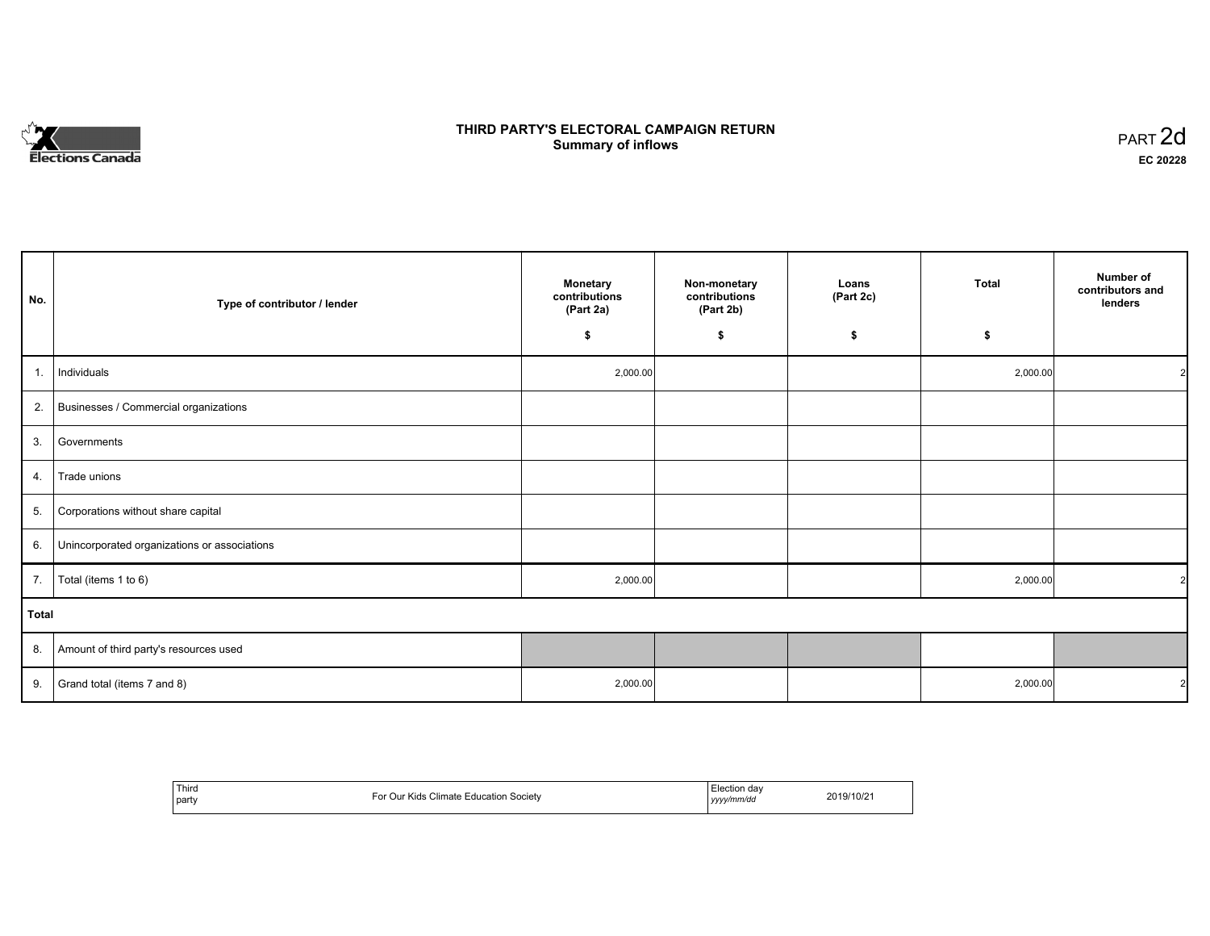Elections Canada

# THIRD PARTY'S ELECTORAL CAMPAIGN RETURN
## Summary of inflows

PART 2d

EC 20228

| No. | Type of contributor / lender | Monetary contributions (Part 2a) $ | Non-monetary contributions (Part 2b) $ | Loans (Part 2c) $ | Total $ | Number of contributors and lenders |
|---|---|---|---|---|---|---|
| 1. | Individuals | 2,000.00 | | | 2,000.00 | 2 |
| 2. | Businesses / Commercial organizations | | | | | |
| 3. | Governments | | | | | |
| 4. | Trade unions | | | | | |
| 5. | Corporations without share capital | | | | | |
| 6. | Unincorporated organizations or associations | | | | | |
| 7. | Total (items 1 to 6) | 2,000.00 | | | 2,000.00 | 2 |
| **Total** | | | | | | |
| 8. | Amount of third party's resources used | | | | | |
| 9. | Grand total (items 7 and 8) | 2,000.00 | | | 2,000.00 | 2 |

| Third party | For Our Kids Climate Education Society | Election day *yyyy/mm/dd* | 2019/10/21 |
|---|---|---|---|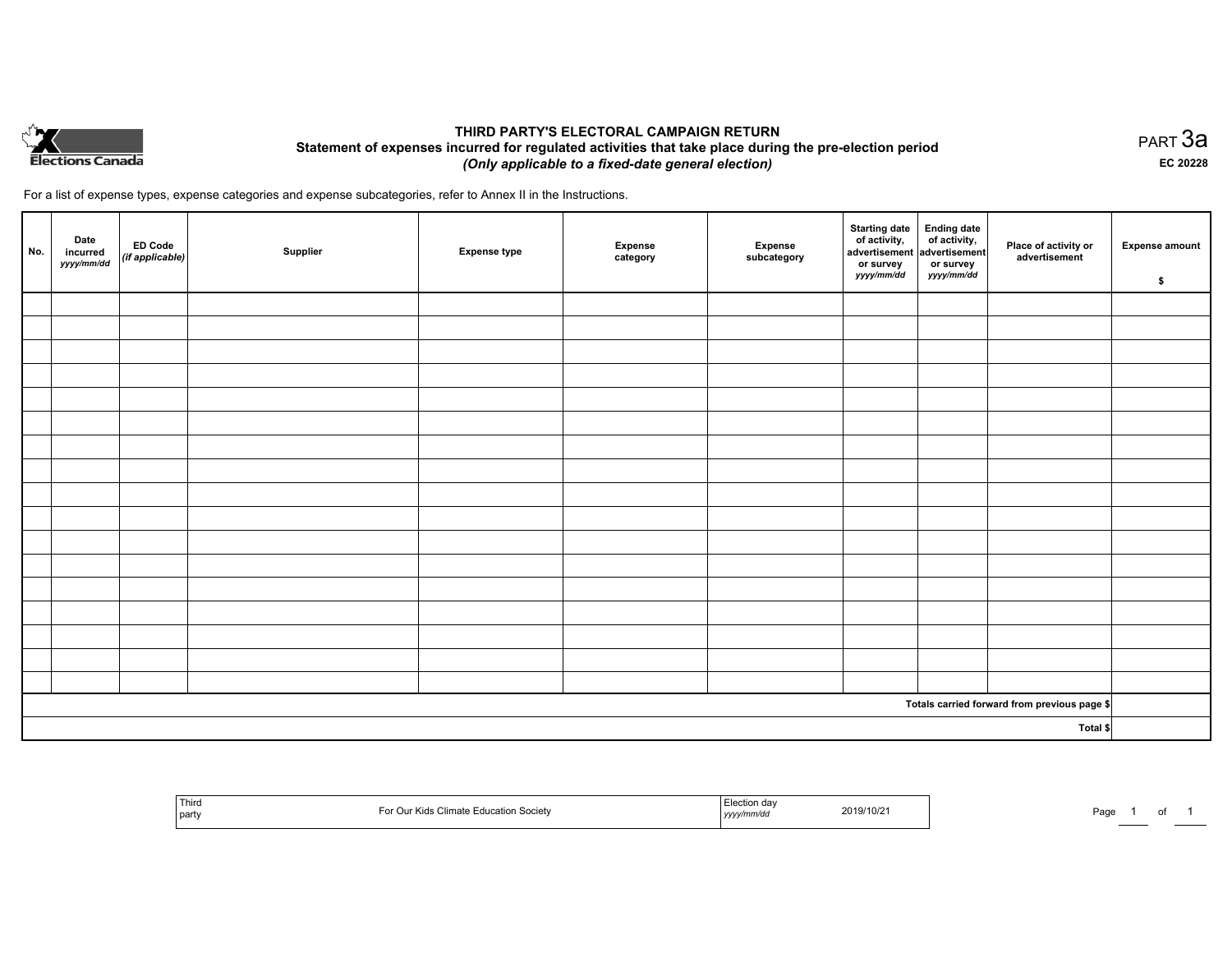Elections Canada

# THIRD PARTY'S ELECTORAL CAMPAIGN RETURN

## Statement of expenses incurred for regulated activities that take place during the pre-election period

***(Only applicable to a fixed-date general election)***

PART 3a

**EC 20228**

For a list of expense types, expense categories and expense subcategories, refer to Annex II in the Instructions.

| No. | Date incurred *yyyy/mm/dd* | ED Code *(if applicable)* | Supplier | Expense type | Expense category | Expense subcategory | Starting date of activity, advertisement or survey *yyyy/mm/dd* | Ending date of activity, advertisement or survey *yyyy/mm/dd* | Place of activity or advertisement | Expense amount $ |
|---|---|---|---|---|---|---|---|---|---|---|
| | | | | | | | | | | |
| | | | | | | | | | | |
| | | | | | | | | | | |
| | | | | | | | | | | |
| | | | | | | | | | | |
| | | | | | | | | | | |
| | | | | | | | | | | |
| | | | | | | | | | | |
| | | | | | | | | | | |
| | | | | | | | | | | |
| | | | | | | | | | | |
| | | | | | | | | | | |
| | | | | | | | | | | |
| | | | | | | | | | | |
| | | | | | | | | | | |
| | | | | | | | | | | |
| | | | | | | | | | | |
| | | | | | | | | | **Totals carried forward from previous page $** | |
| | | | | | | | | | **Total $** | |

| Third party | For Our Kids Climate Education Society | Election day *yyyy/mm/dd* | 2019/10/21 |
|---|---|---|---|

Page 1 of 1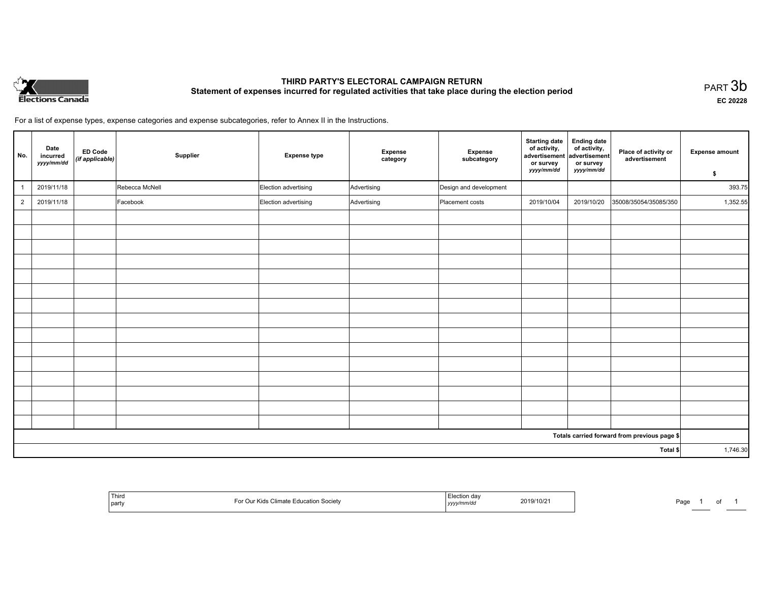Elections Canada

# THIRD PARTY'S ELECTORAL CAMPAIGN RETURN

## Statement of expenses incurred for regulated activities that take place during the election period

PART 3b

EC 20228

For a list of expense types, expense categories and expense subcategories, refer to Annex II in the Instructions.

| No. | Date incurred *yyyy/mm/dd* | ED Code *(if applicable)* | Supplier | Expense type | Expense category | Expense subcategory | Starting date of activity, advertisement or survey *yyyy/mm/dd* | Ending date of activity, advertisement or survey *yyyy/mm/dd* | Place of activity or advertisement | Expense amount $ |
|---|---|---|---|---|---|---|---|---|---|---|
| 1 | 2019/11/18 | | Rebecca McNell | Election advertising | Advertising | Design and development | | | | 393.75 |
| 2 | 2019/11/18 | | Facebook | Election advertising | Advertising | Placement costs | 2019/10/04 | 2019/10/20 | 35008/35054/35085/350 | 1,352.55 |
| | | | | | | | | | | |
| | | | | | | | | | | |
| | | | | | | | | | | |
| | | | | | | | | | | |
| | | | | | | | | | | |
| | | | | | | | | | | |
| | | | | | | | | | | |
| | | | | | | | | | | |
| | | | | | | | | | | |
| | | | | | | | | | | |
| | | | | | | | | | | |
| | | | | | | | | | | |
| | | | | | | | | | | |
| | | | | | | | | | | |
| | | | | | | | | | | |
| Totals carried forward from previous page $ | | | | | | | | | | |
| Total $ | | | | | | | | | | 1,746.30 |

| Third party | For Our Kids Climate Education Society | Election day *yyyy/mm/dd* | 2019/10/21 |
|---|---|---|---|

Page 1 of 1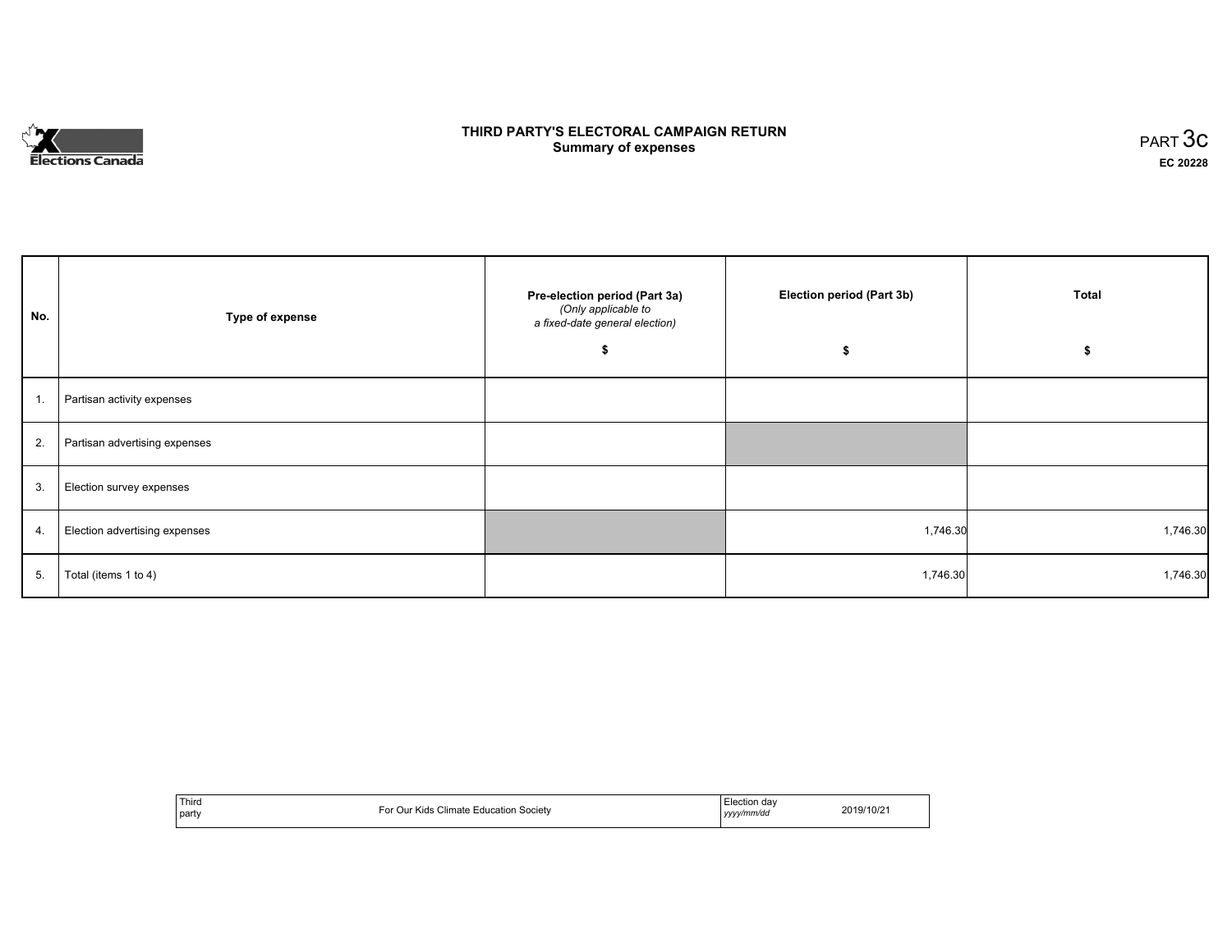Elections Canada

# THIRD PARTY'S ELECTORAL CAMPAIGN RETURN
## Summary of expenses

PART 3c
**EC 20228**

| No. | Type of expense | Pre-election period (Part 3a) *(Only applicable to a fixed-date general election)* $ | Election period (Part 3b) $ | Total $ |
|---|---|---|---|---|
| 1. | Partisan activity expenses | | | |
| 2. | Partisan advertising expenses | | | |
| 3. | Election survey expenses | | | |
| 4. | Election advertising expenses | | 1,746.30 | 1,746.30 |
| 5. | Total (items 1 to 4) | | 1,746.30 | 1,746.30 |

| Third party | For Our Kids Climate Education Society | Election day *yyyy/mm/dd* | 2019/10/21 |
|---|---|---|---|